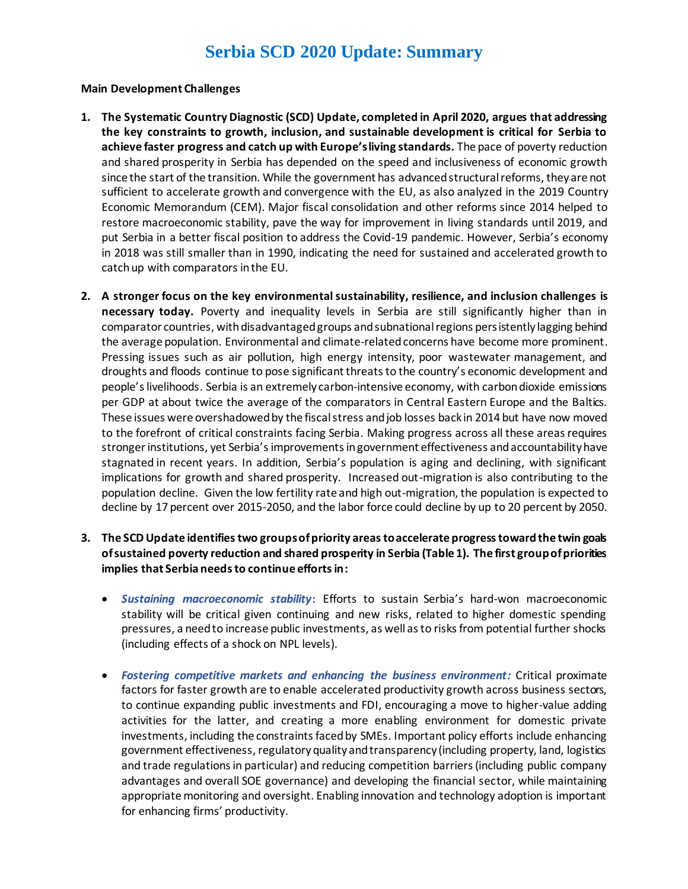# Serbia SCD 2020 Update: Summary

**Main Development Challenges**

1. **The Systematic Country Diagnostic (SCD) Update, completed in April 2020, argues that addressing the key constraints to growth, inclusion, and sustainable development is critical for Serbia to achieve faster progress and catch up with Europe's living standards.** The pace of poverty reduction and shared prosperity in Serbia has depended on the speed and inclusiveness of economic growth since the start of the transition. While the government has advanced structural reforms, they are not sufficient to accelerate growth and convergence with the EU, as also analyzed in the 2019 Country Economic Memorandum (CEM). Major fiscal consolidation and other reforms since 2014 helped to restore macroeconomic stability, pave the way for improvement in living standards until 2019, and put Serbia in a better fiscal position to address the Covid-19 pandemic. However, Serbia's economy in 2018 was still smaller than in 1990, indicating the need for sustained and accelerated growth to catch up with comparators in the EU.

2. **A stronger focus on the key environmental sustainability, resilience, and inclusion challenges is necessary today.** Poverty and inequality levels in Serbia are still significantly higher than in comparator countries, with disadvantaged groups and subnational regions persistently lagging behind the average population. Environmental and climate-related concerns have become more prominent. Pressing issues such as air pollution, high energy intensity, poor wastewater management, and droughts and floods continue to pose significant threats to the country's economic development and people's livelihoods. Serbia is an extremely carbon-intensive economy, with carbon dioxide emissions per GDP at about twice the average of the comparators in Central Eastern Europe and the Baltics. These issues were overshadowed by the fiscal stress and job losses back in 2014 but have now moved to the forefront of critical constraints facing Serbia. Making progress across all these areas requires stronger institutions, yet Serbia's improvements in government effectiveness and accountability have stagnated in recent years. In addition, Serbia's population is aging and declining, with significant implications for growth and shared prosperity. Increased out-migration is also contributing to the population decline. Given the low fertility rate and high out-migration, the population is expected to decline by 17 percent over 2015-2050, and the labor force could decline by up to 20 percent by 2050.

3. **The SCD Update identifies two groups of priority areas to accelerate progress toward the twin goals of sustained poverty reduction and shared prosperity in Serbia (Table 1). The first group of priorities implies that Serbia needs to continue efforts in:**

   - ***Sustaining macroeconomic stability*:** Efforts to sustain Serbia's hard-won macroeconomic stability will be critical given continuing and new risks, related to higher domestic spending pressures, a need to increase public investments, as well as to risks from potential further shocks (including effects of a shock on NPL levels).

   - ***Fostering competitive markets and enhancing the business environment:*** Critical proximate factors for faster growth are to enable accelerated productivity growth across business sectors, to continue expanding public investments and FDI, encouraging a move to higher-value adding activities for the latter, and creating a more enabling environment for domestic private investments, including the constraints faced by SMEs. Important policy efforts include enhancing government effectiveness, regulatory quality and transparency (including property, land, logistics and trade regulations in particular) and reducing competition barriers (including public company advantages and overall SOE governance) and developing the financial sector, while maintaining appropriate monitoring and oversight. Enabling innovation and technology adoption is important for enhancing firms' productivity.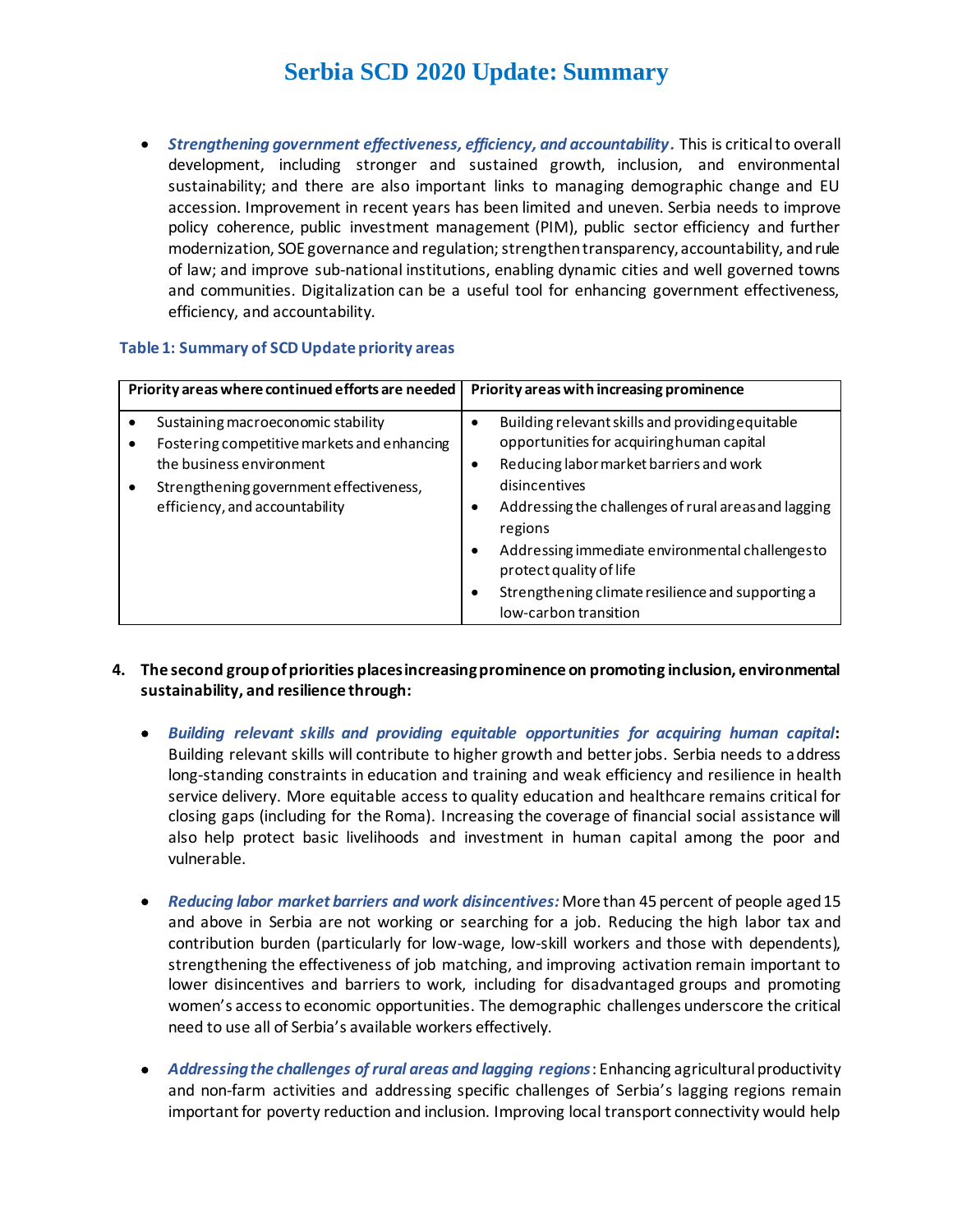# Serbia SCD 2020 Update: Summary

- ***Strengthening government effectiveness, efficiency, and accountability.*** This is critical to overall development, including stronger and sustained growth, inclusion, and environmental sustainability; and there are also important links to managing demographic change and EU accession. Improvement in recent years has been limited and uneven. Serbia needs to improve policy coherence, public investment management (PIM), public sector efficiency and further modernization, SOE governance and regulation; strengthen transparency, accountability, and rule of law; and improve sub-national institutions, enabling dynamic cities and well governed towns and communities. Digitalization can be a useful tool for enhancing government effectiveness, efficiency, and accountability.

**Table 1: Summary of SCD Update priority areas**

| Priority areas where continued efforts are needed | Priority areas with increasing prominence |
| --- | --- |
| • Sustaining macroeconomic stability<br>• Fostering competitive markets and enhancing the business environment<br>• Strengthening government effectiveness, efficiency, and accountability | • Building relevant skills and providing equitable opportunities for acquiring human capital<br>• Reducing labor market barriers and work disincentives<br>• Addressing the challenges of rural areas and lagging regions<br>• Addressing immediate environmental challenges to protect quality of life<br>• Strengthening climate resilience and supporting a low-carbon transition |

4. **The second group of priorities places increasing prominence on promoting inclusion, environmental sustainability, and resilience through:**

   - ***Building relevant skills and providing equitable opportunities for acquiring human capital*:** Building relevant skills will contribute to higher growth and better jobs. Serbia needs to address long-standing constraints in education and training and weak efficiency and resilience in health service delivery. More equitable access to quality education and healthcare remains critical for closing gaps (including for the Roma). Increasing the coverage of financial social assistance will also help protect basic livelihoods and investment in human capital among the poor and vulnerable.

   - ***Reducing labor market barriers and work disincentives:*** More than 45 percent of people aged 15 and above in Serbia are not working or searching for a job. Reducing the high labor tax and contribution burden (particularly for low-wage, low-skill workers and those with dependents), strengthening the effectiveness of job matching, and improving activation remain important to lower disincentives and barriers to work, including for disadvantaged groups and promoting women's access to economic opportunities. The demographic challenges underscore the critical need to use all of Serbia's available workers effectively.

   - ***Addressing the challenges of rural areas and lagging regions*:** Enhancing agricultural productivity and non-farm activities and addressing specific challenges of Serbia's lagging regions remain important for poverty reduction and inclusion. Improving local transport connectivity would help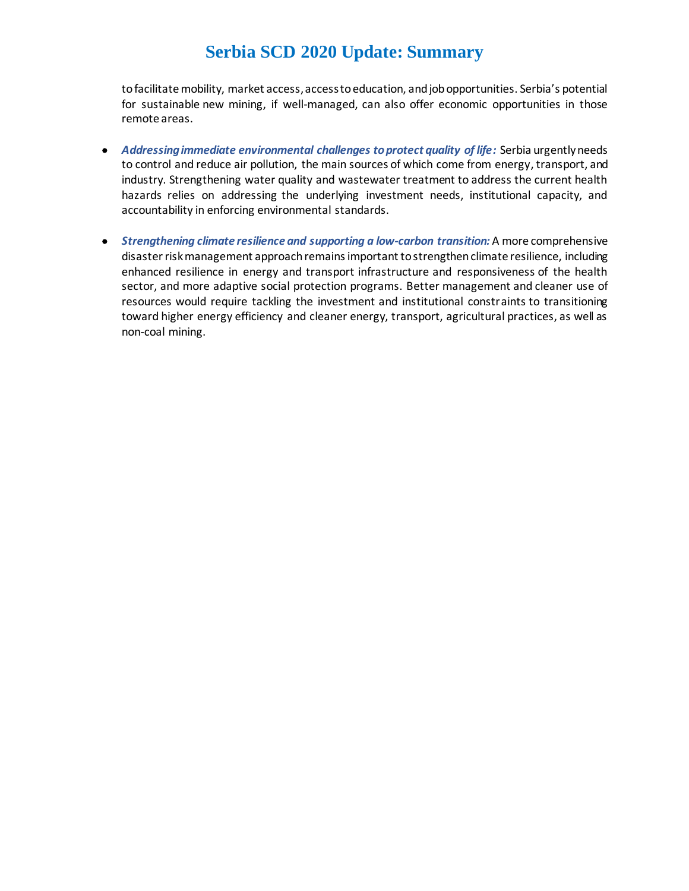to facilitate mobility, market access, access to education, and job opportunities. Serbia's potential for sustainable new mining, if well-managed, can also offer economic opportunities in those remote areas.

- ***Addressing immediate environmental challenges to protect quality of life:*** Serbia urgently needs to control and reduce air pollution, the main sources of which come from energy, transport, and industry. Strengthening water quality and wastewater treatment to address the current health hazards relies on addressing the underlying investment needs, institutional capacity, and accountability in enforcing environmental standards.

- ***Strengthening climate resilience and supporting a low-carbon transition:*** A more comprehensive disaster risk management approach remains important to strengthen climate resilience, including enhanced resilience in energy and transport infrastructure and responsiveness of the health sector, and more adaptive social protection programs. Better management and cleaner use of resources would require tackling the investment and institutional constraints to transitioning toward higher energy efficiency and cleaner energy, transport, agricultural practices, as well as non-coal mining.